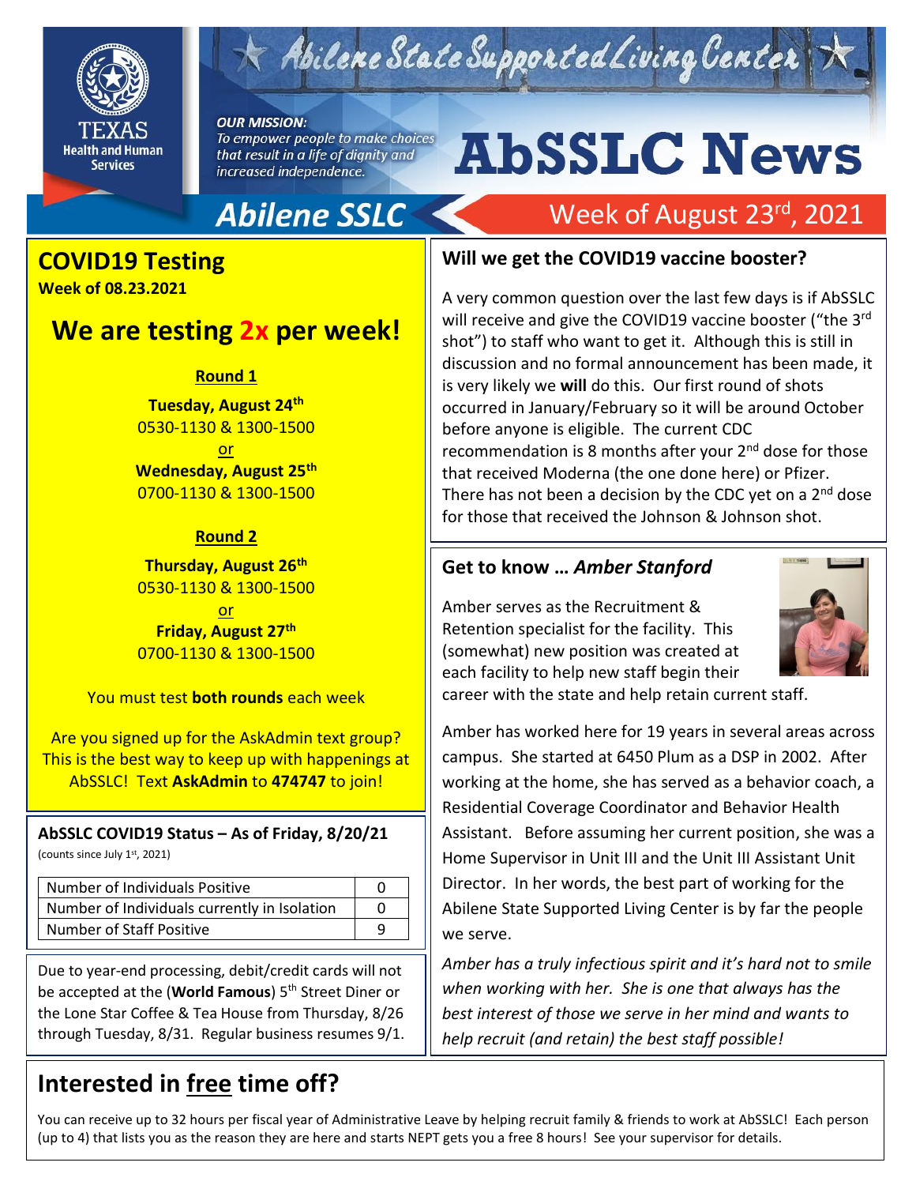# Abilene State Supported Living Center

TEXAS Health and Human Services

**OUR MISSION:** *To empower people to make choices that result in a life of dignity and increased independence.*

# AbSSLC News

**Abilene SSLC** — Week of August 23rd, 2021

## COVID19 Testing

**Week of 08.23.2021**

### We are testing 2x per week!

**Round 1**

**Tuesday, August 24th**
0530-1130 & 1300-1500
or
**Wednesday, August 25th**
0700-1130 & 1300-1500

**Round 2**

**Thursday, August 26th**
0530-1130 & 1300-1500
or
**Friday, August 27th**
0700-1130 & 1300-1500

You must test **both rounds** each week

Are you signed up for the AskAdmin text group? This is the best way to keep up with happenings at AbSSLC! Text **AskAdmin** to **474747** to join!

**AbSSLC COVID19 Status – As of Friday, 8/20/21**
(counts since July 1st, 2021)

| | |
|---|---|
| Number of Individuals Positive | 0 |
| Number of Individuals currently in Isolation | 0 |
| Number of Staff Positive | 9 |

Due to year-end processing, debit/credit cards will not be accepted at the (**World Famous**) 5th Street Diner or the Lone Star Coffee & Tea House from Thursday, 8/26 through Tuesday, 8/31. Regular business resumes 9/1.

## Will we get the COVID19 vaccine booster?

A very common question over the last few days is if AbSSLC will receive and give the COVID19 vaccine booster ("the 3rd shot") to staff who want to get it. Although this is still in discussion and no formal announcement has been made, it is very likely we **will** do this. Our first round of shots occurred in January/February so it will be around October before anyone is eligible. The current CDC recommendation is 8 months after your 2nd dose for those that received Moderna (the one done here) or Pfizer. There has not been a decision by the CDC yet on a 2nd dose for those that received the Johnson & Johnson shot.

## Get to know … *Amber Stanford*

Amber serves as the Recruitment & Retention specialist for the facility. This (somewhat) new position was created at each facility to help new staff begin their career with the state and help retain current staff.

Amber has worked here for 19 years in several areas across campus. She started at 6450 Plum as a DSP in 2002. After working at the home, she has served as a behavior coach, a Residential Coverage Coordinator and Behavior Health Assistant. Before assuming her current position, she was a Home Supervisor in Unit III and the Unit III Assistant Unit Director. In her words, the best part of working for the Abilene State Supported Living Center is by far the people we serve.

*Amber has a truly infectious spirit and it's hard not to smile when working with her. She is one that always has the best interest of those we serve in her mind and wants to help recruit (and retain) the best staff possible!*

## Interested in free time off?

You can receive up to 32 hours per fiscal year of Administrative Leave by helping recruit family & friends to work at AbSSLC! Each person (up to 4) that lists you as the reason they are here and starts NEPT gets you a free 8 hours! See your supervisor for details.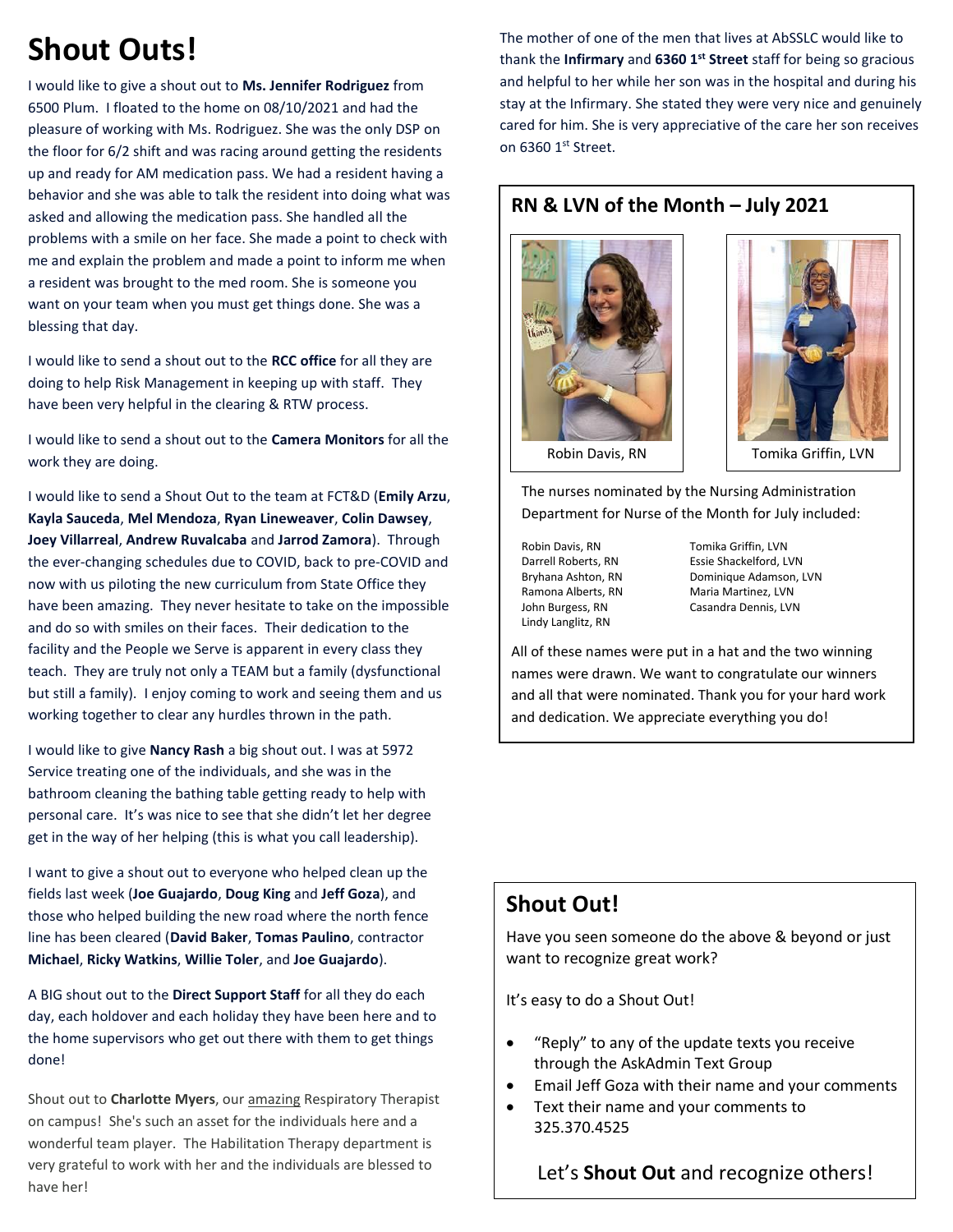# Shout Outs!

I would like to give a shout out to **Ms. Jennifer Rodriguez** from 6500 Plum. I floated to the home on 08/10/2021 and had the pleasure of working with Ms. Rodriguez. She was the only DSP on the floor for 6/2 shift and was racing around getting the residents up and ready for AM medication pass. We had a resident having a behavior and she was able to talk the resident into doing what was asked and allowing the medication pass. She handled all the problems with a smile on her face. She made a point to check with me and explain the problem and made a point to inform me when a resident was brought to the med room. She is someone you want on your team when you must get things done. She was a blessing that day.

I would like to send a shout out to the **RCC office** for all they are doing to help Risk Management in keeping up with staff. They have been very helpful in the clearing & RTW process.

I would like to send a shout out to the **Camera Monitors** for all the work they are doing.

I would like to send a Shout Out to the team at FCT&D (**Emily Arzu**, **Kayla Sauceda**, **Mel Mendoza**, **Ryan Lineweaver**, **Colin Dawsey**, **Joey Villarreal**, **Andrew Ruvalcaba** and **Jarrod Zamora**). Through the ever-changing schedules due to COVID, back to pre-COVID and now with us piloting the new curriculum from State Office they have been amazing. They never hesitate to take on the impossible and do so with smiles on their faces. Their dedication to the facility and the People we Serve is apparent in every class they teach. They are truly not only a TEAM but a family (dysfunctional but still a family). I enjoy coming to work and seeing them and us working together to clear any hurdles thrown in the path.

I would like to give **Nancy Rash** a big shout out. I was at 5972 Service treating one of the individuals, and she was in the bathroom cleaning the bathing table getting ready to help with personal care. It's was nice to see that she didn't let her degree get in the way of her helping (this is what you call leadership).

I want to give a shout out to everyone who helped clean up the fields last week (**Joe Guajardo**, **Doug King** and **Jeff Goza**), and those who helped building the new road where the north fence line has been cleared (**David Baker**, **Tomas Paulino**, contractor **Michael**, **Ricky Watkins**, **Willie Toler**, and **Joe Guajardo**).

A BIG shout out to the **Direct Support Staff** for all they do each day, each holdover and each holiday they have been here and to the home supervisors who get out there with them to get things done!

Shout out to **Charlotte Myers**, our amazing Respiratory Therapist on campus! She's such an asset for the individuals here and a wonderful team player. The Habilitation Therapy department is very grateful to work with her and the individuals are blessed to have her!

The mother of one of the men that lives at AbSSLC would like to thank the **Infirmary** and **6360 1st Street** staff for being so gracious and helpful to her while her son was in the hospital and during his stay at the Infirmary. She stated they were very nice and genuinely cared for him. She is very appreciative of the care her son receives on 6360 1st Street.

## RN & LVN of the Month – July 2021

Robin Davis, RN

Tomika Griffin, LVN

The nurses nominated by the Nursing Administration Department for Nurse of the Month for July included:

| | |
|---|---|
| Robin Davis, RN | Tomika Griffin, LVN |
| Darrell Roberts, RN | Essie Shackelford, LVN |
| Bryhana Ashton, RN | Dominique Adamson, LVN |
| Ramona Alberts, RN | Maria Martinez, LVN |
| John Burgess, RN | Casandra Dennis, LVN |
| Lindy Langlitz, RN | |

All of these names were put in a hat and the two winning names were drawn. We want to congratulate our winners and all that were nominated. Thank you for your hard work and dedication. We appreciate everything you do!

## Shout Out!

Have you seen someone do the above & beyond or just want to recognize great work?

It's easy to do a Shout Out!

- "Reply" to any of the update texts you receive through the AskAdmin Text Group
- Email Jeff Goza with their name and your comments
- Text their name and your comments to 325.370.4525

Let's **Shout Out** and recognize others!